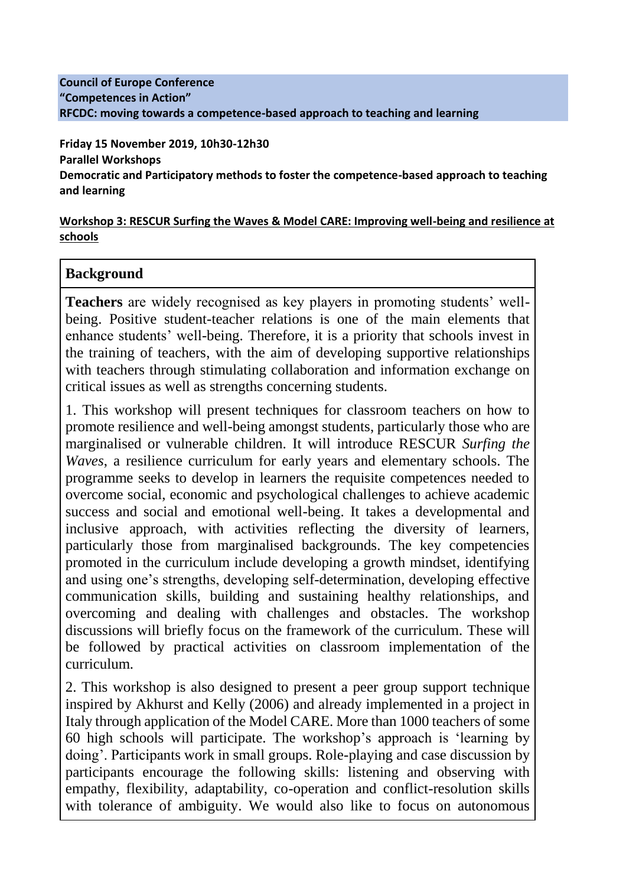**Council of Europe Conference**
**"Competences in Action"**
**RFCDC: moving towards a competence-based approach to teaching and learning**

**Friday 15 November 2019, 10h30-12h30**
**Parallel Workshops**
**Democratic and Participatory methods to foster the competence-based approach to teaching and learning**

## Workshop 3: RESCUR Surfing the Waves & Model CARE: Improving well-being and resilience at schools

### Background

**Teachers** are widely recognised as key players in promoting students' well-being. Positive student-teacher relations is one of the main elements that enhance students' well-being. Therefore, it is a priority that schools invest in the training of teachers, with the aim of developing supportive relationships with teachers through stimulating collaboration and information exchange on critical issues as well as strengths concerning students.

1. This workshop will present techniques for classroom teachers on how to promote resilience and well-being amongst students, particularly those who are marginalised or vulnerable children. It will introduce RESCUR *Surfing the Waves*, a resilience curriculum for early years and elementary schools. The programme seeks to develop in learners the requisite competences needed to overcome social, economic and psychological challenges to achieve academic success and social and emotional well-being. It takes a developmental and inclusive approach, with activities reflecting the diversity of learners, particularly those from marginalised backgrounds. The key competencies promoted in the curriculum include developing a growth mindset, identifying and using one's strengths, developing self-determination, developing effective communication skills, building and sustaining healthy relationships, and overcoming and dealing with challenges and obstacles. The workshop discussions will briefly focus on the framework of the curriculum. These will be followed by practical activities on classroom implementation of the curriculum.

2. This workshop is also designed to present a peer group support technique inspired by Akhurst and Kelly (2006) and already implemented in a project in Italy through application of the Model CARE. More than 1000 teachers of some 60 high schools will participate. The workshop's approach is 'learning by doing'. Participants work in small groups. Role-playing and case discussion by participants encourage the following skills: listening and observing with empathy, flexibility, adaptability, co-operation and conflict-resolution skills with tolerance of ambiguity. We would also like to focus on autonomous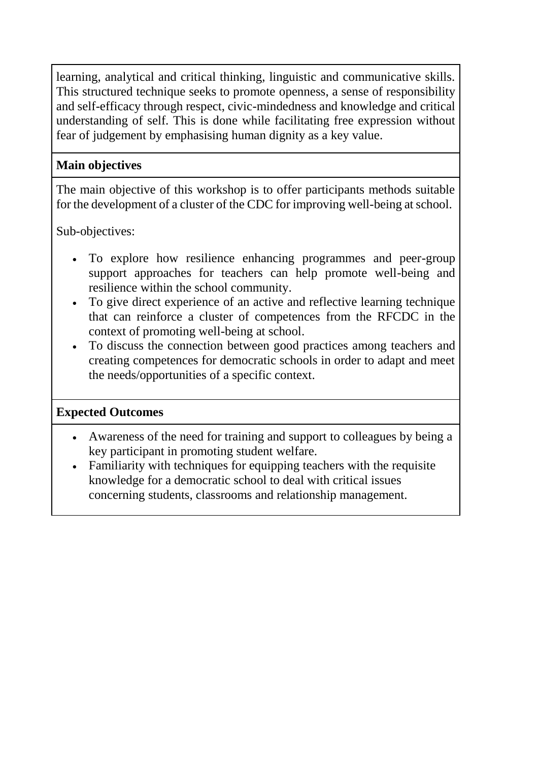learning, analytical and critical thinking, linguistic and communicative skills. This structured technique seeks to promote openness, a sense of responsibility and self-efficacy through respect, civic-mindedness and knowledge and critical understanding of self. This is done while facilitating free expression without fear of judgement by emphasising human dignity as a key value.

**Main objectives**

The main objective of this workshop is to offer participants methods suitable for the development of a cluster of the CDC for improving well-being at school.

Sub-objectives:

- To explore how resilience enhancing programmes and peer-group support approaches for teachers can help promote well-being and resilience within the school community.
- To give direct experience of an active and reflective learning technique that can reinforce a cluster of competences from the RFCDC in the context of promoting well-being at school.
- To discuss the connection between good practices among teachers and creating competences for democratic schools in order to adapt and meet the needs/opportunities of a specific context.

**Expected Outcomes**

- Awareness of the need for training and support to colleagues by being a key participant in promoting student welfare.
- Familiarity with techniques for equipping teachers with the requisite knowledge for a democratic school to deal with critical issues concerning students, classrooms and relationship management.